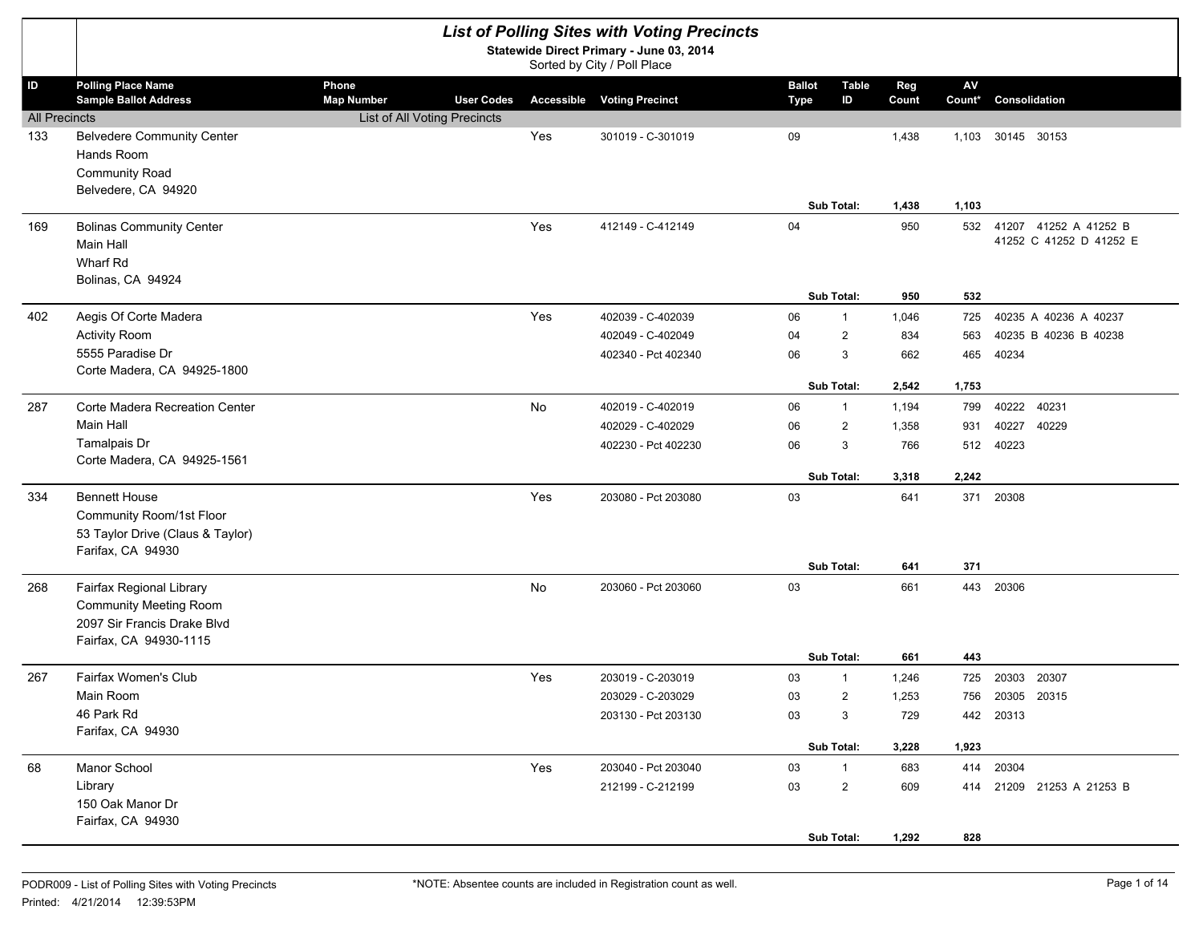# List of Polling Sites with Voting Precincts

**Statewide Direct Primary - June 03, 2014**

Sorted by City / Poll Place

| ID | Polling Place Name / Sample Ballot Address | Phone / Map Number | User Codes | Accessible | Voting Precinct | Ballot Type | Table ID | Reg Count | AV Count* | Consolidation |
|---|---|---|---|---|---|---|---|---|---|---|
| All Precincts | | List of All Voting Precincts | | | | | | | | |
| 133 | Belvedere Community Center<br>Hands Room<br>Community Road<br>Belvedere, CA 94920 | | | Yes | 301019 - C-301019 | 09 | | 1,438 | 1,103 | 30145 30153 |
| | | | | | | | **Sub Total:** | **1,438** | **1,103** | |
| 169 | Bolinas Community Center<br>Main Hall<br>Wharf Rd<br>Bolinas, CA 94924 | | | Yes | 412149 - C-412149 | 04 | | 950 | 532 | 41207 41252 A 41252 B 41252 C 41252 D 41252 E |
| | | | | | | | **Sub Total:** | **950** | **532** | |
| 402 | Aegis Of Corte Madera<br>Activity Room<br>5555 Paradise Dr<br>Corte Madera, CA 94925-1800 | | | Yes | 402039 - C-402039 | 06 | 1 | 1,046 | 725 | 40235 A 40236 A 40237 |
| | | | | | 402049 - C-402049 | 04 | 2 | 834 | 563 | 40235 B 40236 B 40238 |
| | | | | | 402340 - Pct 402340 | 06 | 3 | 662 | 465 | 40234 |
| | | | | | | | **Sub Total:** | **2,542** | **1,753** | |
| 287 | Corte Madera Recreation Center<br>Main Hall<br>Tamalpais Dr<br>Corte Madera, CA 94925-1561 | | | No | 402019 - C-402019 | 06 | 1 | 1,194 | 799 | 40222 40231 |
| | | | | | 402029 - C-402029 | 06 | 2 | 1,358 | 931 | 40227 40229 |
| | | | | | 402230 - Pct 402230 | 06 | 3 | 766 | 512 | 40223 |
| | | | | | | | **Sub Total:** | **3,318** | **2,242** | |
| 334 | Bennett House<br>Community Room/1st Floor<br>53 Taylor Drive (Claus & Taylor)<br>Farifax, CA 94930 | | | Yes | 203080 - Pct 203080 | 03 | | 641 | 371 | 20308 |
| | | | | | | | **Sub Total:** | **641** | **371** | |
| 268 | Fairfax Regional Library<br>Community Meeting Room<br>2097 Sir Francis Drake Blvd<br>Fairfax, CA 94930-1115 | | | No | 203060 - Pct 203060 | 03 | | 661 | 443 | 20306 |
| | | | | | | | **Sub Total:** | **661** | **443** | |
| 267 | Fairfax Women's Club<br>Main Room<br>46 Park Rd<br>Farifax, CA 94930 | | | Yes | 203019 - C-203019 | 03 | 1 | 1,246 | 725 | 20303 20307 |
| | | | | | 203029 - C-203029 | 03 | 2 | 1,253 | 756 | 20305 20315 |
| | | | | | 203130 - Pct 203130 | 03 | 3 | 729 | 442 | 20313 |
| | | | | | | | **Sub Total:** | **3,228** | **1,923** | |
| 68 | Manor School<br>Library<br>150 Oak Manor Dr<br>Fairfax, CA 94930 | | | Yes | 203040 - Pct 203040 | 03 | 1 | 683 | 414 | 20304 |
| | | | | | 212199 - C-212199 | 03 | 2 | 609 | 414 | 21209 21253 A 21253 B |
| | | | | | | | **Sub Total:** | **1,292** | **828** | |

PODR009 - List of Polling Sites with Voting Precincts

Printed: 4/21/2014 12:39:53PM

*NOTE: Absentee counts are included in Registration count as well.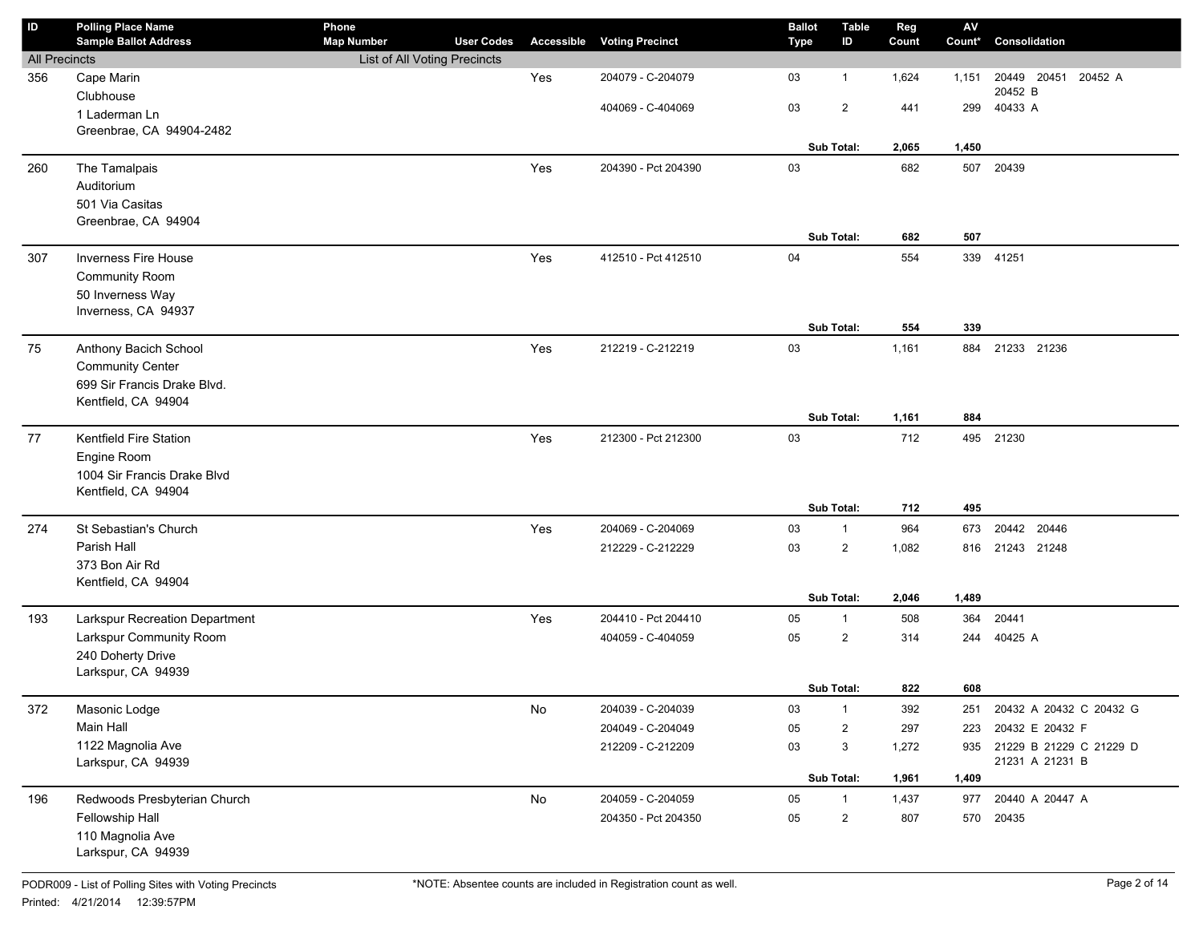| ID | Polling Place Name<br>Sample Ballot Address | Phone<br>Map Number | User Codes | Accessible | Voting Precinct | Ballot Type | Table ID | Reg Count | AV Count* | Consolidation |
|---|---|---|---|---|---|---|---|---|---|---|
| All Precincts | | List of All Voting Precincts | | | | | | | | |
| 356 | Cape Marin<br>Clubhouse<br>1 Laderman Ln<br>Greenbrae, CA 94904-2482 | | | Yes | 204079 - C-204079 | 03 | 1 | 1,624 | 1,151 | 20449 20451 20452 A 20452 B |
| | | | | | 404069 - C-404069 | 03 | 2 | 441 | 299 | 40433 A |
| | | | | | | | **Sub Total:** | **2,065** | **1,450** | |
| 260 | The Tamalpais<br>Auditorium<br>501 Via Casitas<br>Greenbrae, CA 94904 | | | Yes | 204390 - Pct 204390 | 03 | | 682 | 507 | 20439 |
| | | | | | | | **Sub Total:** | **682** | **507** | |
| 307 | Inverness Fire House<br>Community Room<br>50 Inverness Way<br>Inverness, CA 94937 | | | Yes | 412510 - Pct 412510 | 04 | | 554 | 339 | 41251 |
| | | | | | | | **Sub Total:** | **554** | **339** | |
| 75 | Anthony Bacich School<br>Community Center<br>699 Sir Francis Drake Blvd.<br>Kentfield, CA 94904 | | | Yes | 212219 - C-212219 | 03 | | 1,161 | 884 | 21233 21236 |
| | | | | | | | **Sub Total:** | **1,161** | **884** | |
| 77 | Kentfield Fire Station<br>Engine Room<br>1004 Sir Francis Drake Blvd<br>Kentfield, CA 94904 | | | Yes | 212300 - Pct 212300 | 03 | | 712 | 495 | 21230 |
| | | | | | | | **Sub Total:** | **712** | **495** | |
| 274 | St Sebastian's Church<br>Parish Hall<br>373 Bon Air Rd<br>Kentfield, CA 94904 | | | Yes | 204069 - C-204069 | 03 | 1 | 964 | 673 | 20442 20446 |
| | | | | | 212229 - C-212229 | 03 | 2 | 1,082 | 816 | 21243 21248 |
| | | | | | | | **Sub Total:** | **2,046** | **1,489** | |
| 193 | Larkspur Recreation Department<br>Larkspur Community Room<br>240 Doherty Drive<br>Larkspur, CA 94939 | | | Yes | 204410 - Pct 204410 | 05 | 1 | 508 | 364 | 20441 |
| | | | | | 404059 - C-404059 | 05 | 2 | 314 | 244 | 40425 A |
| | | | | | | | **Sub Total:** | **822** | **608** | |
| 372 | Masonic Lodge<br>Main Hall<br>1122 Magnolia Ave<br>Larkspur, CA 94939 | | | No | 204039 - C-204039 | 03 | 1 | 392 | 251 | 20432 A 20432 C 20432 G |
| | | | | | 204049 - C-204049 | 05 | 2 | 297 | 223 | 20432 E 20432 F |
| | | | | | 212209 - C-212209 | 03 | 3 | 1,272 | 935 | 21229 B 21229 C 21229 D 21231 A 21231 B |
| | | | | | | | **Sub Total:** | **1,961** | **1,409** | |
| 196 | Redwoods Presbyterian Church<br>Fellowship Hall<br>110 Magnolia Ave<br>Larkspur, CA 94939 | | | No | 204059 - C-204059 | 05 | 1 | 1,437 | 977 | 20440 A 20447 A |
| | | | | | 204350 - Pct 204350 | 05 | 2 | 807 | 570 | 20435 |

PODR009 - List of Polling Sites with Voting Precincts

Printed: 4/21/2014 12:39:57PM

*NOTE: Absentee counts are included in Registration count as well.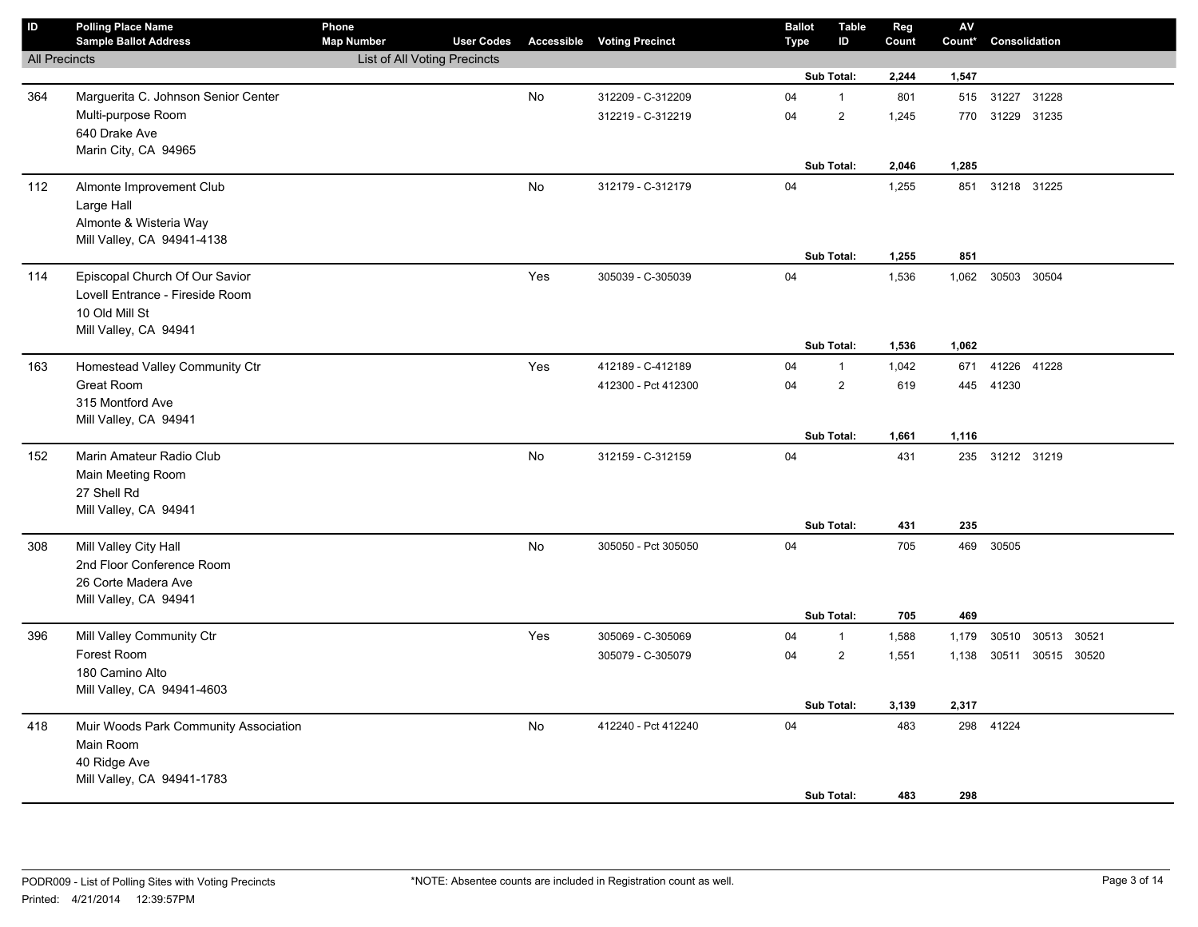| ID | Polling Place Name / Sample Ballot Address | Phone / Map Number | User Codes | Accessible | Voting Precinct | Ballot Type | Table ID | Reg Count | AV Count* | Consolidation |
|---|---|---|---|---|---|---|---|---|---|---|
| All Precincts | | List of All Voting Precincts | | | | | | | | |
| | | | | | | | Sub Total: | 2,244 | 1,547 | |
| 364 | Marguerita C. Johnson Senior Center | | | No | 312209 - C-312209 | 04 | 1 | 801 | 515 | 31227 31228 |
| | Multi-purpose Room | | | | 312219 - C-312219 | 04 | 2 | 1,245 | 770 | 31229 31235 |
| | 640 Drake Ave | | | | | | | | | |
| | Marin City, CA 94965 | | | | | | | | | |
| | | | | | | | Sub Total: | 2,046 | 1,285 | |
| 112 | Almonte Improvement Club | | | No | 312179 - C-312179 | 04 | | 1,255 | 851 | 31218 31225 |
| | Large Hall | | | | | | | | | |
| | Almonte & Wisteria Way | | | | | | | | | |
| | Mill Valley, CA 94941-4138 | | | | | | | | | |
| | | | | | | | Sub Total: | 1,255 | 851 | |
| 114 | Episcopal Church Of Our Savior | | | Yes | 305039 - C-305039 | 04 | | 1,536 | 1,062 | 30503 30504 |
| | Lovell Entrance - Fireside Room | | | | | | | | | |
| | 10 Old Mill St | | | | | | | | | |
| | Mill Valley, CA 94941 | | | | | | | | | |
| | | | | | | | Sub Total: | 1,536 | 1,062 | |
| 163 | Homestead Valley Community Ctr | | | Yes | 412189 - C-412189 | 04 | 1 | 1,042 | 671 | 41226 41228 |
| | Great Room | | | | 412300 - Pct 412300 | 04 | 2 | 619 | 445 | 41230 |
| | 315 Montford Ave | | | | | | | | | |
| | Mill Valley, CA 94941 | | | | | | | | | |
| | | | | | | | Sub Total: | 1,661 | 1,116 | |
| 152 | Marin Amateur Radio Club | | | No | 312159 - C-312159 | 04 | | 431 | 235 | 31212 31219 |
| | Main Meeting Room | | | | | | | | | |
| | 27 Shell Rd | | | | | | | | | |
| | Mill Valley, CA 94941 | | | | | | | | | |
| | | | | | | | Sub Total: | 431 | 235 | |
| 308 | Mill Valley City Hall | | | No | 305050 - Pct 305050 | 04 | | 705 | 469 | 30505 |
| | 2nd Floor Conference Room | | | | | | | | | |
| | 26 Corte Madera Ave | | | | | | | | | |
| | Mill Valley, CA 94941 | | | | | | | | | |
| | | | | | | | Sub Total: | 705 | 469 | |
| 396 | Mill Valley Community Ctr | | | Yes | 305069 - C-305069 | 04 | 1 | 1,588 | 1,179 | 30510 30513 30521 |
| | Forest Room | | | | 305079 - C-305079 | 04 | 2 | 1,551 | 1,138 | 30511 30515 30520 |
| | 180 Camino Alto | | | | | | | | | |
| | Mill Valley, CA 94941-4603 | | | | | | | | | |
| | | | | | | | Sub Total: | 3,139 | 2,317 | |
| 418 | Muir Woods Park Community Association | | | No | 412240 - Pct 412240 | 04 | | 483 | 298 | 41224 |
| | Main Room | | | | | | | | | |
| | 40 Ridge Ave | | | | | | | | | |
| | Mill Valley, CA 94941-1783 | | | | | | | | | |
| | | | | | | | Sub Total: | 483 | 298 | |

PODR009 - List of Polling Sites with Voting Precincts

Printed: 4/21/2014 12:39:57PM

*NOTE: Absentee counts are included in Registration count as well.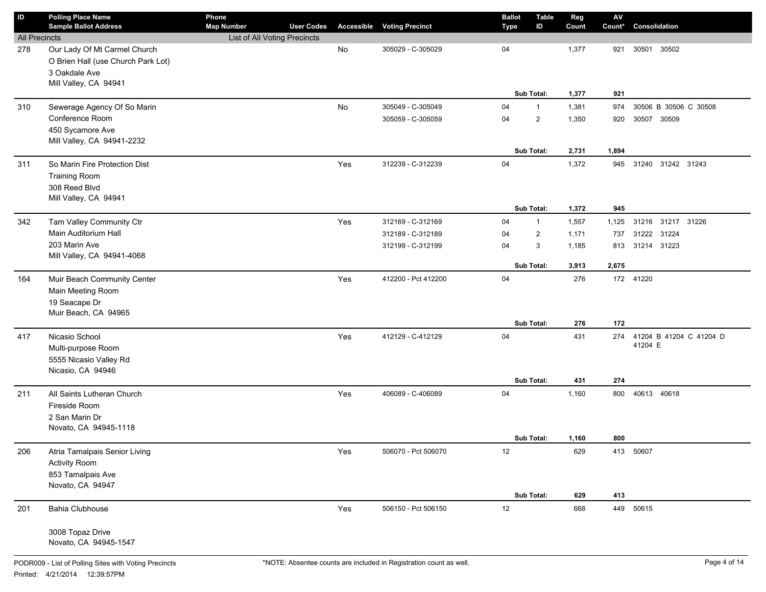| ID | Polling Place Name / Sample Ballot Address | Phone / Map Number | User Codes | Accessible | Voting Precinct | Ballot Type | Table ID | Reg Count | AV Count* | Consolidation |
|---|---|---|---|---|---|---|---|---|---|---|
| All Precincts | | List of All Voting Precincts | | | | | | | | |
| 278 | Our Lady Of Mt Carmel Church<br>O Brien Hall (use Church Park Lot)<br>3 Oakdale Ave<br>Mill Valley, CA 94941 | | | No | 305029 - C-305029 | 04 | | 1,377 | 921 | 30501 30502 |
| | | | | | | | Sub Total: | 1,377 | 921 | |
| 310 | Sewerage Agency Of So Marin<br>Conference Room<br>450 Sycamore Ave<br>Mill Valley, CA 94941-2232 | | | No | 305049 - C-305049 | 04 | 1 | 1,381 | 974 | 30506 B 30506 C 30508 |
| | | | | | 305059 - C-305059 | 04 | 2 | 1,350 | 920 | 30507 30509 |
| | | | | | | | Sub Total: | 2,731 | 1,894 | |
| 311 | So Marin Fire Protection Dist<br>Training Room<br>308 Reed Blvd<br>Mill Valley, CA 94941 | | | Yes | 312239 - C-312239 | 04 | | 1,372 | 945 | 31240 31242 31243 |
| | | | | | | | Sub Total: | 1,372 | 945 | |
| 342 | Tam Valley Community Ctr<br>Main Auditorium Hall<br>203 Marin Ave<br>Mill Valley, CA 94941-4068 | | | Yes | 312169 - C-312169 | 04 | 1 | 1,557 | 1,125 | 31216 31217 31226 |
| | | | | | 312189 - C-312189 | 04 | 2 | 1,171 | 737 | 31222 31224 |
| | | | | | 312199 - C-312199 | 04 | 3 | 1,185 | 813 | 31214 31223 |
| | | | | | | | Sub Total: | 3,913 | 2,675 | |
| 164 | Muir Beach Community Center<br>Main Meeting Room<br>19 Seacape Dr<br>Muir Beach, CA 94965 | | | Yes | 412200 - Pct 412200 | 04 | | 276 | 172 | 41220 |
| | | | | | | | Sub Total: | 276 | 172 | |
| 417 | Nicasio School<br>Multi-purpose Room<br>5555 Nicasio Valley Rd<br>Nicasio, CA 94946 | | | Yes | 412129 - C-412129 | 04 | | 431 | 274 | 41204 B 41204 C 41204 D 41204 E |
| | | | | | | | Sub Total: | 431 | 274 | |
| 211 | All Saints Lutheran Church<br>Fireside Room<br>2 San Marin Dr<br>Novato, CA 94945-1118 | | | Yes | 406089 - C-406089 | 04 | | 1,160 | 800 | 40613 40618 |
| | | | | | | | Sub Total: | 1,160 | 800 | |
| 206 | Atria Tamalpais Senior Living<br>Activity Room<br>853 Tamalpais Ave<br>Novato, CA 94947 | | | Yes | 506070 - Pct 506070 | 12 | | 629 | 413 | 50607 |
| | | | | | | | Sub Total: | 629 | 413 | |
| 201 | Bahia Clubhouse<br><br>3008 Topaz Drive<br>Novato, CA 94945-1547 | | | Yes | 506150 - Pct 506150 | 12 | | 668 | 449 | 50615 |

PODR009 - List of Polling Sites with Voting Precincts
Printed: 4/21/2014 12:39:57PM

*NOTE: Absentee counts are included in Registration count as well.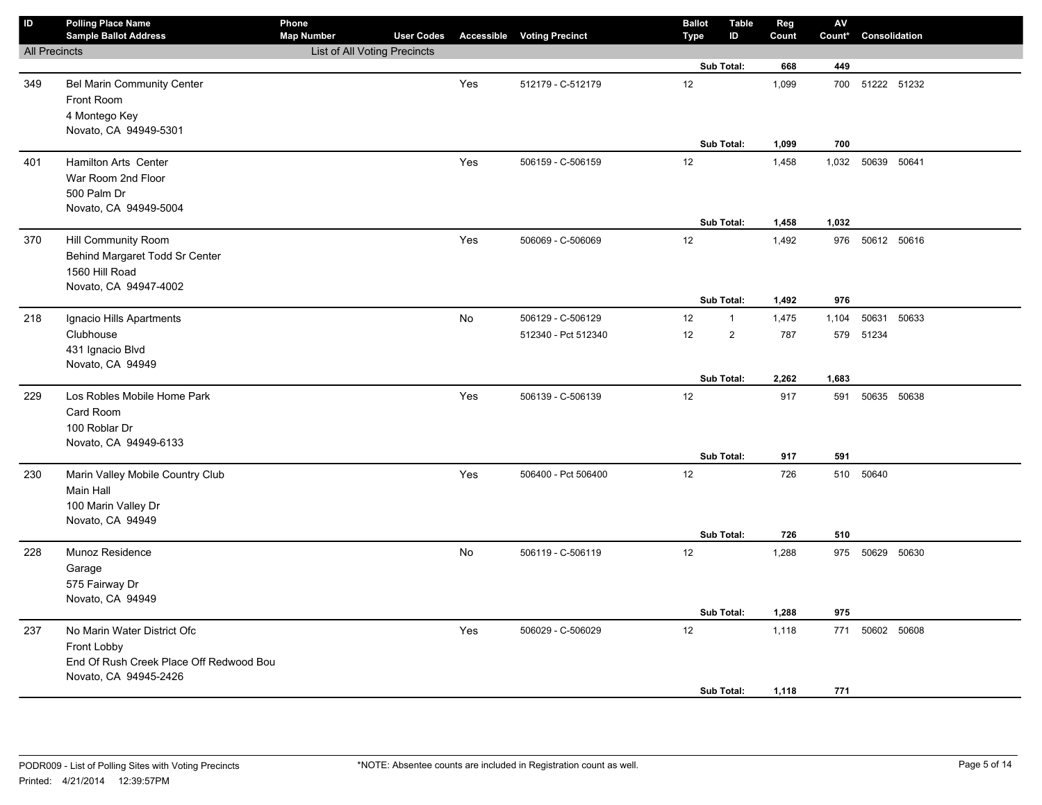| ID | Polling Place Name<br>Sample Ballot Address | Phone<br>Map Number | User Codes | Accessible | Voting Precinct | Ballot Type | Table ID | Reg Count | AV Count* | Consolidation |
|---|---|---|---|---|---|---|---|---|---|---|
| All Precincts | | List of All Voting Precincts | | | | | | | | |
| | | | | | | | Sub Total: | 668 | 449 | |
| 349 | Bel Marin Community Center<br>Front Room<br>4 Montego Key<br>Novato, CA 94949-5301 | | | Yes | 512179 - C-512179 | 12 | | 1,099 | 700 | 51222 51232 |
| | | | | | | | Sub Total: | 1,099 | 700 | |
| 401 | Hamilton Arts Center<br>War Room 2nd Floor<br>500 Palm Dr<br>Novato, CA 94949-5004 | | | Yes | 506159 - C-506159 | 12 | | 1,458 | 1,032 | 50639 50641 |
| | | | | | | | Sub Total: | 1,458 | 1,032 | |
| 370 | Hill Community Room<br>Behind Margaret Todd Sr Center<br>1560 Hill Road<br>Novato, CA 94947-4002 | | | Yes | 506069 - C-506069 | 12 | | 1,492 | 976 | 50612 50616 |
| | | | | | | | Sub Total: | 1,492 | 976 | |
| 218 | Ignacio Hills Apartments<br>Clubhouse<br>431 Ignacio Blvd<br>Novato, CA 94949 | | | No | 506129 - C-506129 | 12 | 1 | 1,475 | 1,104 | 50631 50633 |
| | | | | | 512340 - Pct 512340 | 12 | 2 | 787 | 579 | 51234 |
| | | | | | | | Sub Total: | 2,262 | 1,683 | |
| 229 | Los Robles Mobile Home Park<br>Card Room<br>100 Roblar Dr<br>Novato, CA 94949-6133 | | | Yes | 506139 - C-506139 | 12 | | 917 | 591 | 50635 50638 |
| | | | | | | | Sub Total: | 917 | 591 | |
| 230 | Marin Valley Mobile Country Club<br>Main Hall<br>100 Marin Valley Dr<br>Novato, CA 94949 | | | Yes | 506400 - Pct 506400 | 12 | | 726 | 510 | 50640 |
| | | | | | | | Sub Total: | 726 | 510 | |
| 228 | Munoz Residence<br>Garage<br>575 Fairway Dr<br>Novato, CA 94949 | | | No | 506119 - C-506119 | 12 | | 1,288 | 975 | 50629 50630 |
| | | | | | | | Sub Total: | 1,288 | 975 | |
| 237 | No Marin Water District Ofc<br>Front Lobby<br>End Of Rush Creek Place Off Redwood Bou<br>Novato, CA 94945-2426 | | | Yes | 506029 - C-506029 | 12 | | 1,118 | 771 | 50602 50608 |
| | | | | | | | Sub Total: | 1,118 | 771 | |

PODR009 - List of Polling Sites with Voting Precincts
Printed: 4/21/2014 12:39:57PM

*NOTE: Absentee counts are included in Registration count as well.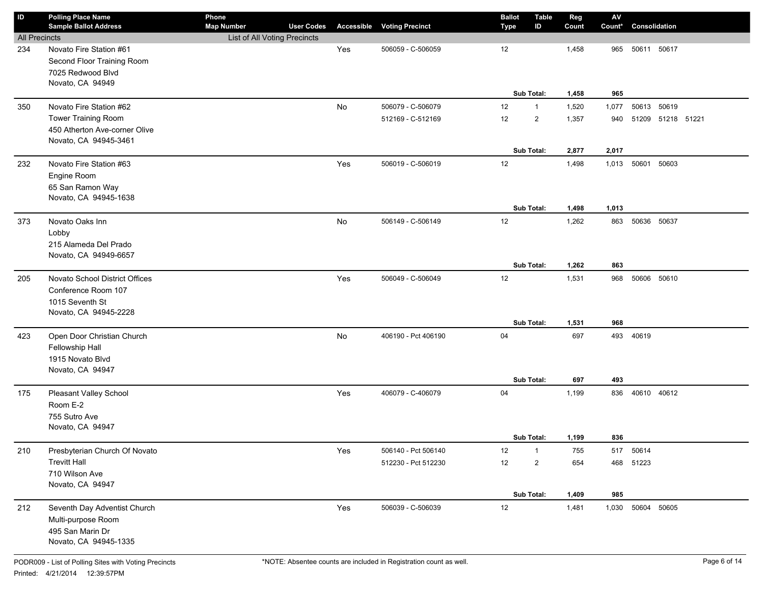| ID | Polling Place Name / Sample Ballot Address | Phone / Map Number | User Codes | Accessible | Voting Precinct | Ballot Type | Table ID | Reg Count | AV Count* | Consolidation |
|---|---|---|---|---|---|---|---|---|---|---|
| All Precincts | | List of All Voting Precincts | | | | | | | | |
| 234 | Novato Fire Station #61<br>Second Floor Training Room<br>7025 Redwood Blvd<br>Novato, CA 94949 | | | Yes | 506059 - C-506059 | 12 | | 1,458 | 965 | 50611 50617 |
| | | | | | | | **Sub Total:** | **1,458** | **965** | |
| 350 | Novato Fire Station #62<br>Tower Training Room<br>450 Atherton Ave-corner Olive<br>Novato, CA 94945-3461 | | | No | 506079 - C-506079 | 12 | 1 | 1,520 | 1,077 | 50613 50619 |
| | | | | | 512169 - C-512169 | 12 | 2 | 1,357 | 940 | 51209 51218 51221 |
| | | | | | | | **Sub Total:** | **2,877** | **2,017** | |
| 232 | Novato Fire Station #63<br>Engine Room<br>65 San Ramon Way<br>Novato, CA 94945-1638 | | | Yes | 506019 - C-506019 | 12 | | 1,498 | 1,013 | 50601 50603 |
| | | | | | | | **Sub Total:** | **1,498** | **1,013** | |
| 373 | Novato Oaks Inn<br>Lobby<br>215 Alameda Del Prado<br>Novato, CA 94949-6657 | | | No | 506149 - C-506149 | 12 | | 1,262 | 863 | 50636 50637 |
| | | | | | | | **Sub Total:** | **1,262** | **863** | |
| 205 | Novato School District Offices<br>Conference Room 107<br>1015 Seventh St<br>Novato, CA 94945-2228 | | | Yes | 506049 - C-506049 | 12 | | 1,531 | 968 | 50606 50610 |
| | | | | | | | **Sub Total:** | **1,531** | **968** | |
| 423 | Open Door Christian Church<br>Fellowship Hall<br>1915 Novato Blvd<br>Novato, CA 94947 | | | No | 406190 - Pct 406190 | 04 | | 697 | 493 | 40619 |
| | | | | | | | **Sub Total:** | **697** | **493** | |
| 175 | Pleasant Valley School<br>Room E-2<br>755 Sutro Ave<br>Novato, CA 94947 | | | Yes | 406079 - C-406079 | 04 | | 1,199 | 836 | 40610 40612 |
| | | | | | | | **Sub Total:** | **1,199** | **836** | |
| 210 | Presbyterian Church Of Novato<br>Trevitt Hall<br>710 Wilson Ave<br>Novato, CA 94947 | | | Yes | 506140 - Pct 506140 | 12 | 1 | 755 | 517 | 50614 |
| | | | | | 512230 - Pct 512230 | 12 | 2 | 654 | 468 | 51223 |
| | | | | | | | **Sub Total:** | **1,409** | **985** | |
| 212 | Seventh Day Adventist Church<br>Multi-purpose Room<br>495 San Marin Dr<br>Novato, CA 94945-1335 | | | Yes | 506039 - C-506039 | 12 | | 1,481 | 1,030 | 50604 50605 |

PODR009 - List of Polling Sites with Voting Precincts

Printed: 4/21/2014 12:39:57PM

*NOTE: Absentee counts are included in Registration count as well.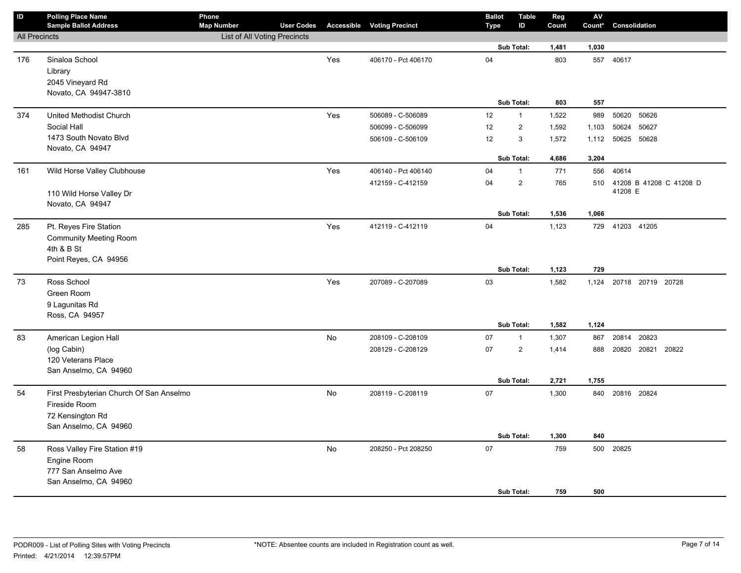| ID | Polling Place Name<br>Sample Ballot Address | Phone<br>Map Number | User Codes | Accessible | Voting Precinct | Ballot Type | Table ID | Reg Count | AV Count* | Consolidation |
|---|---|---|---|---|---|---|---|---|---|---|
| All Precincts | | List of All Voting Precincts | | | | | | | | |
| | | | | | | | Sub Total: | **1,481** | **1,030** | |
| 176 | Sinaloa School<br>Library<br>2045 Vineyard Rd<br>Novato, CA 94947-3810 | | | Yes | 406170 - Pct 406170 | 04 | | 803 | 557 | 40617 |
| | | | | | | | Sub Total: | **803** | **557** | |
| 374 | United Methodist Church<br>Social Hall<br>1473 South Novato Blvd<br>Novato, CA 94947 | | | Yes | 506089 - C-506089 | 12 | 1 | 1,522 | 989 | 50620 50626 |
| | | | | | 506099 - C-506099 | 12 | 2 | 1,592 | 1,103 | 50624 50627 |
| | | | | | 506109 - C-506109 | 12 | 3 | 1,572 | 1,112 | 50625 50628 |
| | | | | | | | Sub Total: | **4,686** | **3,204** | |
| 161 | Wild Horse Valley Clubhouse<br><br>110 Wild Horse Valley Dr<br>Novato, CA 94947 | | | Yes | 406140 - Pct 406140 | 04 | 1 | 771 | 556 | 40614 |
| | | | | | 412159 - C-412159 | 04 | 2 | 765 | 510 | 41208 B 41208 C 41208 D 41208 E |
| | | | | | | | Sub Total: | **1,536** | **1,066** | |
| 285 | Pt. Reyes Fire Station<br>Community Meeting Room<br>4th & B St<br>Point Reyes, CA 94956 | | | Yes | 412119 - C-412119 | 04 | | 1,123 | 729 | 41203 41205 |
| | | | | | | | Sub Total: | **1,123** | **729** | |
| 73 | Ross School<br>Green Room<br>9 Lagunitas Rd<br>Ross, CA 94957 | | | Yes | 207089 - C-207089 | 03 | | 1,582 | 1,124 | 20718 20719 20728 |
| | | | | | | | Sub Total: | **1,582** | **1,124** | |
| 83 | American Legion Hall<br>(log Cabin)<br>120 Veterans Place<br>San Anselmo, CA 94960 | | | No | 208109 - C-208109 | 07 | 1 | 1,307 | 867 | 20814 20823 |
| | | | | | 208129 - C-208129 | 07 | 2 | 1,414 | 888 | 20820 20821 20822 |
| | | | | | | | Sub Total: | **2,721** | **1,755** | |
| 54 | First Presbyterian Church Of San Anselmo<br>Fireside Room<br>72 Kensington Rd<br>San Anselmo, CA 94960 | | | No | 208119 - C-208119 | 07 | | 1,300 | 840 | 20816 20824 |
| | | | | | | | Sub Total: | **1,300** | **840** | |
| 58 | Ross Valley Fire Station #19<br>Engine Room<br>777 San Anselmo Ave<br>San Anselmo, CA 94960 | | | No | 208250 - Pct 208250 | 07 | | 759 | 500 | 20825 |
| | | | | | | | Sub Total: | **759** | **500** | |

PODR009 - List of Polling Sites with Voting Precincts

Printed: 4/21/2014 12:39:57PM

*NOTE: Absentee counts are included in Registration count as well.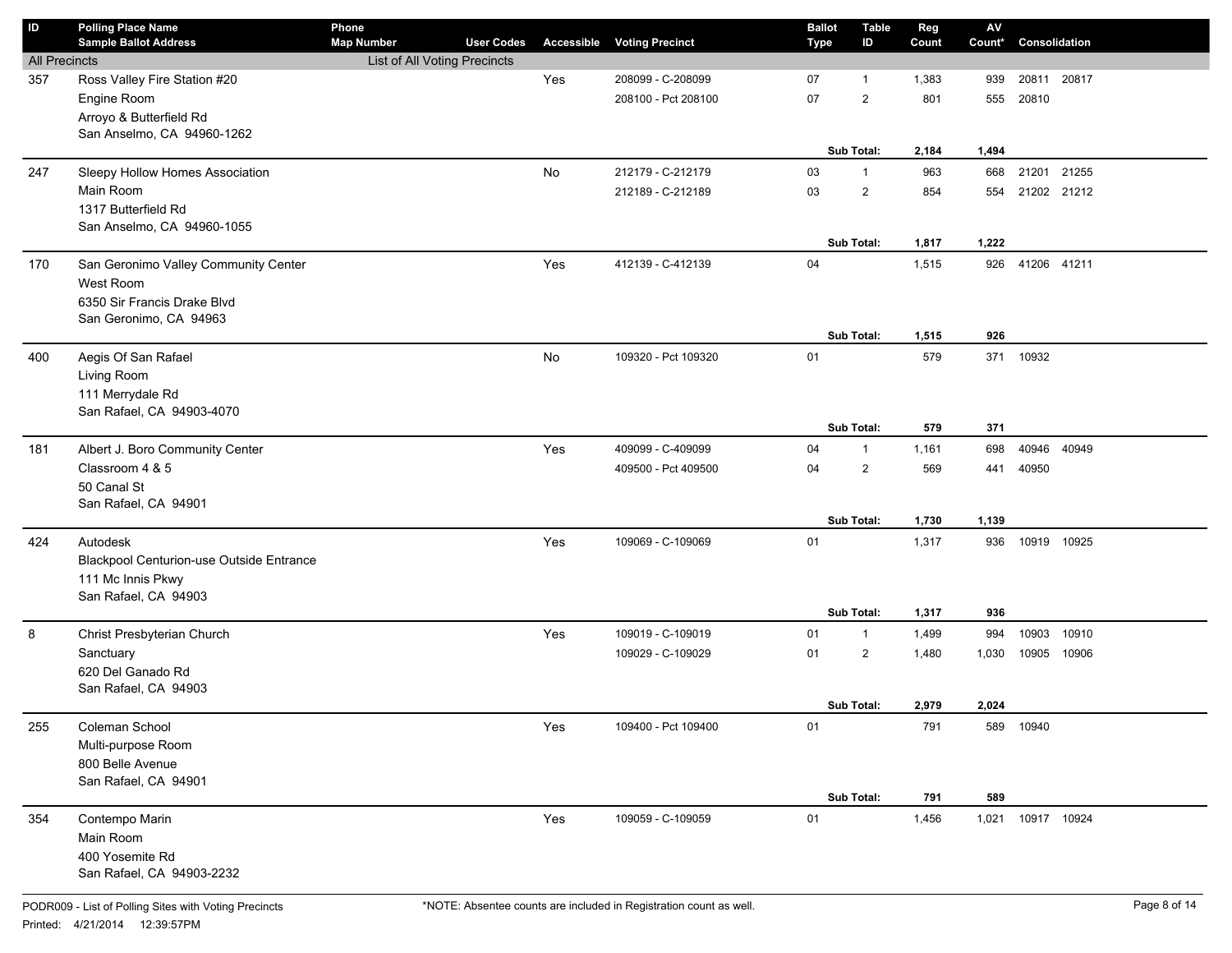| ID | Polling Place Name<br>Sample Ballot Address | Phone<br>Map Number | User Codes | Accessible | Voting Precinct | Ballot Type | Table ID | Reg Count | AV Count* | Consolidation |
|---|---|---|---|---|---|---|---|---|---|---|
| All Precincts | | List of All Voting Precincts | | | | | | | | |
| 357 | Ross Valley Fire Station #20<br>Engine Room<br>Arroyo & Butterfield Rd<br>San Anselmo, CA 94960-1262 | | | Yes | 208099 - C-208099 | 07 | 1 | 1,383 | 939 | 20811 20817 |
| | | | | | 208100 - Pct 208100 | 07 | 2 | 801 | 555 | 20810 |
| | | | | | | | **Sub Total:** | **2,184** | **1,494** | |
| 247 | Sleepy Hollow Homes Association<br>Main Room<br>1317 Butterfield Rd<br>San Anselmo, CA 94960-1055 | | | No | 212179 - C-212179 | 03 | 1 | 963 | 668 | 21201 21255 |
| | | | | | 212189 - C-212189 | 03 | 2 | 854 | 554 | 21202 21212 |
| | | | | | | | **Sub Total:** | **1,817** | **1,222** | |
| 170 | San Geronimo Valley Community Center<br>West Room<br>6350 Sir Francis Drake Blvd<br>San Geronimo, CA 94963 | | | Yes | 412139 - C-412139 | 04 | | 1,515 | 926 | 41206 41211 |
| | | | | | | | **Sub Total:** | **1,515** | **926** | |
| 400 | Aegis Of San Rafael<br>Living Room<br>111 Merrydale Rd<br>San Rafael, CA 94903-4070 | | | No | 109320 - Pct 109320 | 01 | | 579 | 371 | 10932 |
| | | | | | | | **Sub Total:** | **579** | **371** | |
| 181 | Albert J. Boro Community Center<br>Classroom 4 & 5<br>50 Canal St<br>San Rafael, CA 94901 | | | Yes | 409099 - C-409099 | 04 | 1 | 1,161 | 698 | 40946 40949 |
| | | | | | 409500 - Pct 409500 | 04 | 2 | 569 | 441 | 40950 |
| | | | | | | | **Sub Total:** | **1,730** | **1,139** | |
| 424 | Autodesk<br>Blackpool Centurion-use Outside Entrance<br>111 Mc Innis Pkwy<br>San Rafael, CA 94903 | | | Yes | 109069 - C-109069 | 01 | | 1,317 | 936 | 10919 10925 |
| | | | | | | | **Sub Total:** | **1,317** | **936** | |
| 8 | Christ Presbyterian Church<br>Sanctuary<br>620 Del Ganado Rd<br>San Rafael, CA 94903 | | | Yes | 109019 - C-109019 | 01 | 1 | 1,499 | 994 | 10903 10910 |
| | | | | | 109029 - C-109029 | 01 | 2 | 1,480 | 1,030 | 10905 10906 |
| | | | | | | | **Sub Total:** | **2,979** | **2,024** | |
| 255 | Coleman School<br>Multi-purpose Room<br>800 Belle Avenue<br>San Rafael, CA 94901 | | | Yes | 109400 - Pct 109400 | 01 | | 791 | 589 | 10940 |
| | | | | | | | **Sub Total:** | **791** | **589** | |
| 354 | Contempo Marin<br>Main Room<br>400 Yosemite Rd<br>San Rafael, CA 94903-2232 | | | Yes | 109059 - C-109059 | 01 | | 1,456 | 1,021 | 10917 10924 |

PODR009 - List of Polling Sites with Voting Precincts

Printed: 4/21/2014 12:39:57PM

*NOTE: Absentee counts are included in Registration count as well.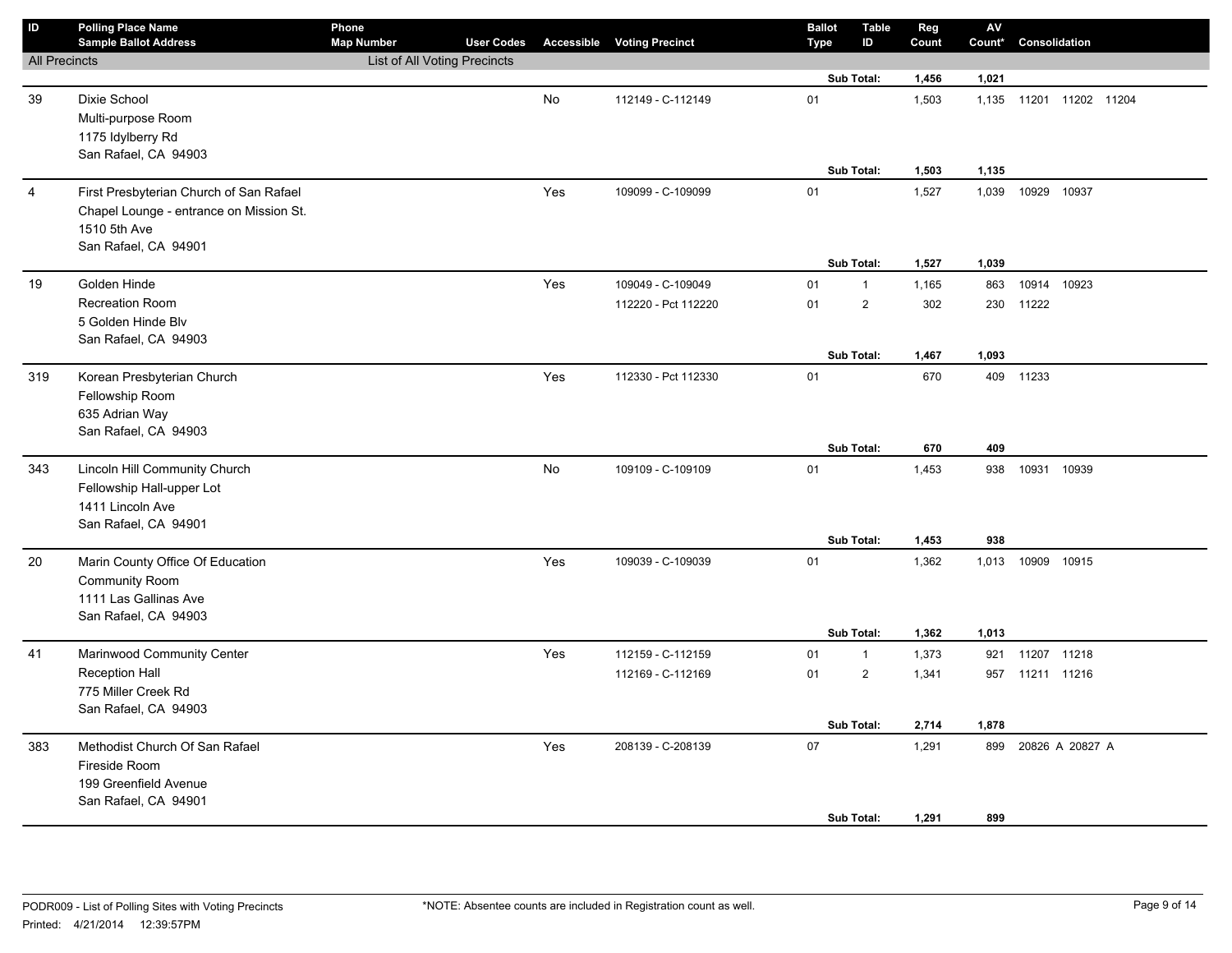| ID | Polling Place Name / Sample Ballot Address | Phone / Map Number | User Codes | Accessible | Voting Precinct | Ballot Type | Table ID | Reg Count | AV Count* | Consolidation |
|---|---|---|---|---|---|---|---|---|---|---|
| All Precincts | | List of All Voting Precincts | | | | | | | | |
| | | | | | | | Sub Total: | 1,456 | 1,021 | |
| 39 | Dixie School<br>Multi-purpose Room<br>1175 Idylberry Rd<br>San Rafael, CA 94903 | | | No | 112149 - C-112149 | 01 | | 1,503 | 1,135 | 11201 11202 11204 |
| | | | | | | | Sub Total: | 1,503 | 1,135 | |
| 4 | First Presbyterian Church of San Rafael<br>Chapel Lounge - entrance on Mission St.<br>1510 5th Ave<br>San Rafael, CA 94901 | | | Yes | 109099 - C-109099 | 01 | | 1,527 | 1,039 | 10929 10937 |
| | | | | | | | Sub Total: | 1,527 | 1,039 | |
| 19 | Golden Hinde<br>Recreation Room<br>5 Golden Hinde Blv<br>San Rafael, CA 94903 | | | Yes | 109049 - C-109049 | 01 | 1 | 1,165 | 863 | 10914 10923 |
| | | | | | 112220 - Pct 112220 | 01 | 2 | 302 | 230 | 11222 |
| | | | | | | | Sub Total: | 1,467 | 1,093 | |
| 319 | Korean Presbyterian Church<br>Fellowship Room<br>635 Adrian Way<br>San Rafael, CA 94903 | | | Yes | 112330 - Pct 112330 | 01 | | 670 | 409 | 11233 |
| | | | | | | | Sub Total: | 670 | 409 | |
| 343 | Lincoln Hill Community Church<br>Fellowship Hall-upper Lot<br>1411 Lincoln Ave<br>San Rafael, CA 94901 | | | No | 109109 - C-109109 | 01 | | 1,453 | 938 | 10931 10939 |
| | | | | | | | Sub Total: | 1,453 | 938 | |
| 20 | Marin County Office Of Education<br>Community Room<br>1111 Las Gallinas Ave<br>San Rafael, CA 94903 | | | Yes | 109039 - C-109039 | 01 | | 1,362 | 1,013 | 10909 10915 |
| | | | | | | | Sub Total: | 1,362 | 1,013 | |
| 41 | Marinwood Community Center<br>Reception Hall<br>775 Miller Creek Rd<br>San Rafael, CA 94903 | | | Yes | 112159 - C-112159 | 01 | 1 | 1,373 | 921 | 11207 11218 |
| | | | | | 112169 - C-112169 | 01 | 2 | 1,341 | 957 | 11211 11216 |
| | | | | | | | Sub Total: | 2,714 | 1,878 | |
| 383 | Methodist Church Of San Rafael<br>Fireside Room<br>199 Greenfield Avenue<br>San Rafael, CA 94901 | | | Yes | 208139 - C-208139 | 07 | | 1,291 | 899 | 20826 A 20827 A |
| | | | | | | | Sub Total: | 1,291 | 899 | |

PODR009 - List of Polling Sites with Voting Precincts
Printed: 4/21/2014 12:39:57PM

*NOTE: Absentee counts are included in Registration count as well.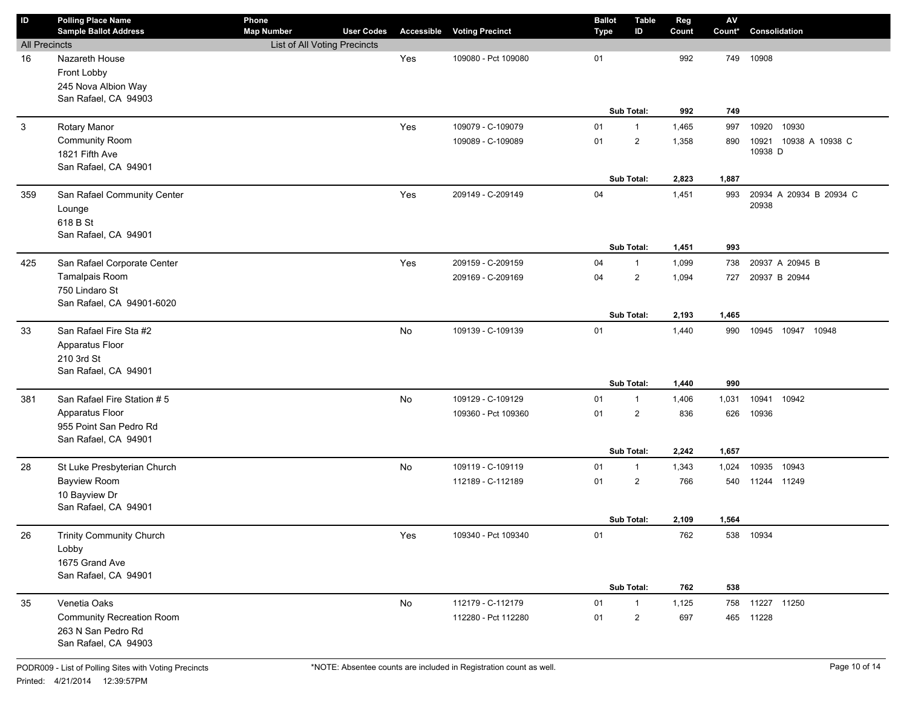| ID | Polling Place Name / Sample Ballot Address | Phone / Map Number | User Codes | Accessible | Voting Precinct | Ballot Type | Table ID | Reg Count | AV Count* | Consolidation |
|---|---|---|---|---|---|---|---|---|---|---|
| All Precincts | | List of All Voting Precincts | | | | | | | | |
| 16 | Nazareth House<br>Front Lobby<br>245 Nova Albion Way<br>San Rafael, CA 94903 | | | Yes | 109080 - Pct 109080 | 01 | | 992 | 749 | 10908 |
| | | | | | | | Sub Total: | 992 | 749 | |
| 3 | Rotary Manor<br>Community Room<br>1821 Fifth Ave<br>San Rafael, CA 94901 | | | Yes | 109079 - C-109079 | 01 | 1 | 1,465 | 997 | 10920 10930 |
| | | | | | 109089 - C-109089 | 01 | 2 | 1,358 | 890 | 10921 10938 A 10938 C 10938 D |
| | | | | | | | Sub Total: | 2,823 | 1,887 | |
| 359 | San Rafael Community Center<br>Lounge<br>618 B St<br>San Rafael, CA 94901 | | | Yes | 209149 - C-209149 | 04 | | 1,451 | 993 | 20934 A 20934 B 20934 C 20938 |
| | | | | | | | Sub Total: | 1,451 | 993 | |
| 425 | San Rafael Corporate Center<br>Tamalpais Room<br>750 Lindaro St<br>San Rafael, CA 94901-6020 | | | Yes | 209159 - C-209159 | 04 | 1 | 1,099 | 738 | 20937 A 20945 B |
| | | | | | 209169 - C-209169 | 04 | 2 | 1,094 | 727 | 20937 B 20944 |
| | | | | | | | Sub Total: | 2,193 | 1,465 | |
| 33 | San Rafael Fire Sta #2<br>Apparatus Floor<br>210 3rd St<br>San Rafael, CA 94901 | | | No | 109139 - C-109139 | 01 | | 1,440 | 990 | 10945 10947 10948 |
| | | | | | | | Sub Total: | 1,440 | 990 | |
| 381 | San Rafael Fire Station # 5<br>Apparatus Floor<br>955 Point San Pedro Rd<br>San Rafael, CA 94901 | | | No | 109129 - C-109129 | 01 | 1 | 1,406 | 1,031 | 10941 10942 |
| | | | | | 109360 - Pct 109360 | 01 | 2 | 836 | 626 | 10936 |
| | | | | | | | Sub Total: | 2,242 | 1,657 | |
| 28 | St Luke Presbyterian Church<br>Bayview Room<br>10 Bayview Dr<br>San Rafael, CA 94901 | | | No | 109119 - C-109119 | 01 | 1 | 1,343 | 1,024 | 10935 10943 |
| | | | | | 112189 - C-112189 | 01 | 2 | 766 | 540 | 11244 11249 |
| | | | | | | | Sub Total: | 2,109 | 1,564 | |
| 26 | Trinity Community Church<br>Lobby<br>1675 Grand Ave<br>San Rafael, CA 94901 | | | Yes | 109340 - Pct 109340 | 01 | | 762 | 538 | 10934 |
| | | | | | | | Sub Total: | 762 | 538 | |
| 35 | Venetia Oaks<br>Community Recreation Room<br>263 N San Pedro Rd<br>San Rafael, CA 94903 | | | No | 112179 - C-112179 | 01 | 1 | 1,125 | 758 | 11227 11250 |
| | | | | | 112280 - Pct 112280 | 01 | 2 | 697 | 465 | 11228 |

PODR009 - List of Polling Sites with Voting Precincts

Printed: 4/21/2014 12:39:57PM

*NOTE: Absentee counts are included in Registration count as well.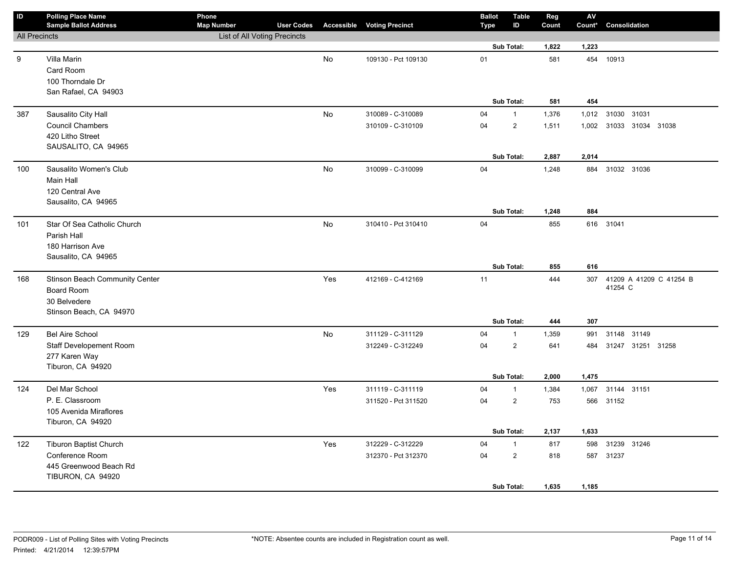| ID | Polling Place Name / Sample Ballot Address | Phone / Map Number | User Codes | Accessible | Voting Precinct | Ballot Type | Table ID | Reg Count | AV Count* | Consolidation |
|---|---|---|---|---|---|---|---|---|---|---|
| All Precincts | | List of All Voting Precincts | | | | | | | | |
| | | | | | | | Sub Total: | 1,822 | 1,223 | |
| 9 | Villa Marin<br>Card Room<br>100 Thorndale Dr<br>San Rafael, CA 94903 | | | No | 109130 - Pct 109130 | 01 | | 581 | 454 | 10913 |
| | | | | | | | Sub Total: | 581 | 454 | |
| 387 | Sausalito City Hall<br>Council Chambers<br>420 Litho Street<br>SAUSALITO, CA 94965 | | | No | 310089 - C-310089 | 04 | 1 | 1,376 | 1,012 | 31030 31031 |
| | | | | | 310109 - C-310109 | 04 | 2 | 1,511 | 1,002 | 31033 31034 31038 |
| | | | | | | | Sub Total: | 2,887 | 2,014 | |
| 100 | Sausalito Women's Club<br>Main Hall<br>120 Central Ave<br>Sausalito, CA 94965 | | | No | 310099 - C-310099 | 04 | | 1,248 | 884 | 31032 31036 |
| | | | | | | | Sub Total: | 1,248 | 884 | |
| 101 | Star Of Sea Catholic Church<br>Parish Hall<br>180 Harrison Ave<br>Sausalito, CA 94965 | | | No | 310410 - Pct 310410 | 04 | | 855 | 616 | 31041 |
| | | | | | | | Sub Total: | 855 | 616 | |
| 168 | Stinson Beach Community Center<br>Board Room<br>30 Belvedere<br>Stinson Beach, CA 94970 | | | Yes | 412169 - C-412169 | 11 | | 444 | 307 | 41209 A 41209 C 41254 B 41254 C |
| | | | | | | | Sub Total: | 444 | 307 | |
| 129 | Bel Aire School<br>Staff Developement Room<br>277 Karen Way<br>Tiburon, CA 94920 | | | No | 311129 - C-311129 | 04 | 1 | 1,359 | 991 | 31148 31149 |
| | | | | | 312249 - C-312249 | 04 | 2 | 641 | 484 | 31247 31251 31258 |
| | | | | | | | Sub Total: | 2,000 | 1,475 | |
| 124 | Del Mar School<br>P. E. Classroom<br>105 Avenida Miraflores<br>Tiburon, CA 94920 | | | Yes | 311119 - C-311119 | 04 | 1 | 1,384 | 1,067 | 31144 31151 |
| | | | | | 311520 - Pct 311520 | 04 | 2 | 753 | 566 | 31152 |
| | | | | | | | Sub Total: | 2,137 | 1,633 | |
| 122 | Tiburon Baptist Church<br>Conference Room<br>445 Greenwood Beach Rd<br>TIBURON, CA 94920 | | | Yes | 312229 - C-312229 | 04 | 1 | 817 | 598 | 31239 31246 |
| | | | | | 312370 - Pct 312370 | 04 | 2 | 818 | 587 | 31237 |
| | | | | | | | Sub Total: | 1,635 | 1,185 | |

PODR009 - List of Polling Sites with Voting Precincts
Printed: 4/21/2014 12:39:57PM

*NOTE: Absentee counts are included in Registration count as well.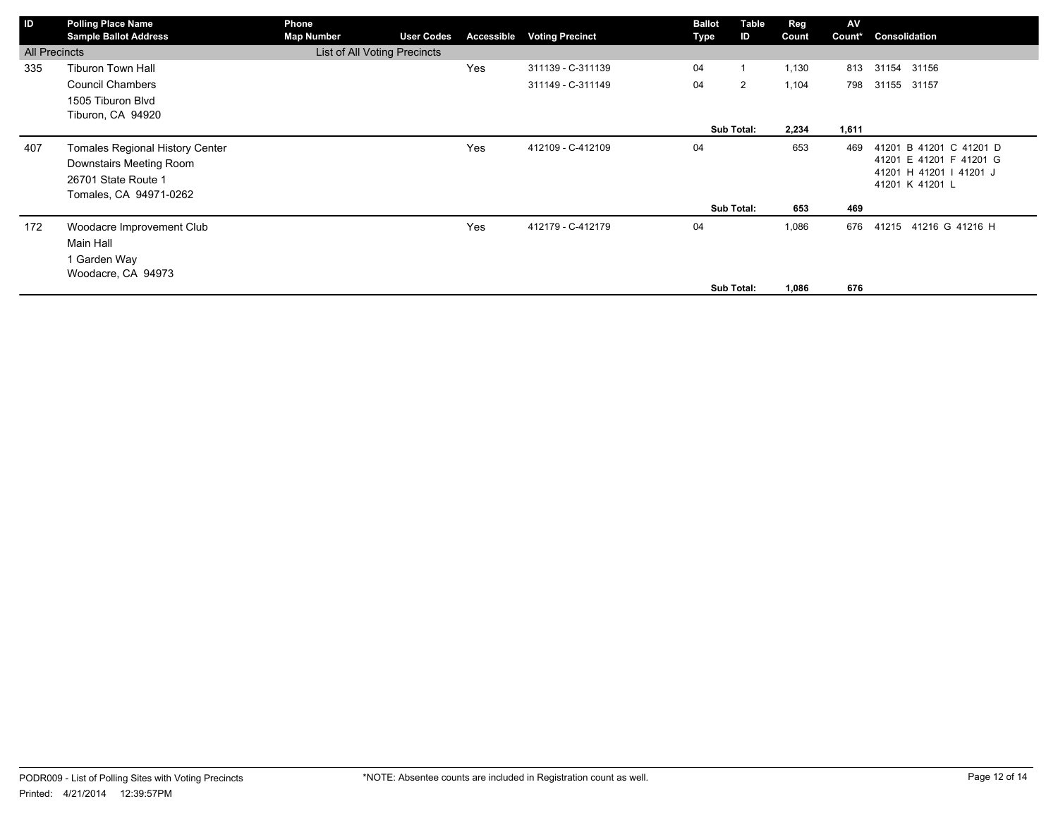| ID | Polling Place Name<br>Sample Ballot Address | Phone<br>Map Number | User Codes | Accessible | Voting Precinct | Ballot Type | Table ID | Reg Count | AV Count* | Consolidation |
|---|---|---|---|---|---|---|---|---|---|---|
| All Precincts | | List of All Voting Precincts | | | | | | | | |
| 335 | Tiburon Town Hall<br>Council Chambers<br>1505 Tiburon Blvd<br>Tiburon, CA 94920 | | | Yes | 311139 - C-311139 | 04 | 1 | 1,130 | 813 | 31154 31156 |
| | | | | | 311149 - C-311149 | 04 | 2 | 1,104 | 798 | 31155 31157 |
| | | | | | | | **Sub Total:** | **2,234** | **1,611** | |
| 407 | Tomales Regional History Center<br>Downstairs Meeting Room<br>26701 State Route 1<br>Tomales, CA 94971-0262 | | | Yes | 412109 - C-412109 | 04 | | 653 | 469 | 41201 B 41201 C 41201 D 41201 E 41201 F 41201 G 41201 H 41201 I 41201 J 41201 K 41201 L |
| | | | | | | | **Sub Total:** | **653** | **469** | |
| 172 | Woodacre Improvement Club<br>Main Hall<br>1 Garden Way<br>Woodacre, CA 94973 | | | Yes | 412179 - C-412179 | 04 | | 1,086 | 676 | 41215 41216 G 41216 H |
| | | | | | | | **Sub Total:** | **1,086** | **676** | |

PODR009 - List of Polling Sites with Voting Precincts

Printed: 4/21/2014 12:39:57PM

*NOTE: Absentee counts are included in Registration count as well.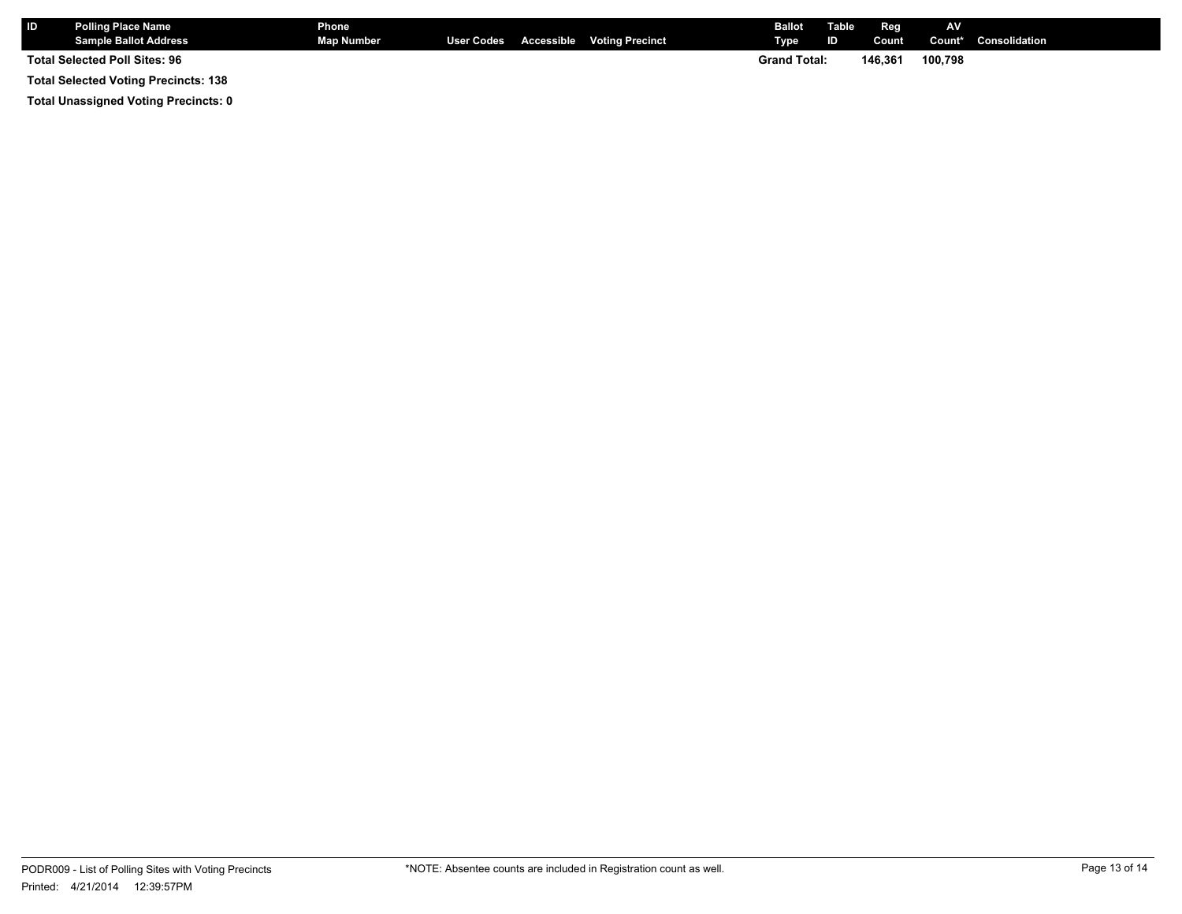| ID | Polling Place Name<br>Sample Ballot Address | Phone<br>Map Number | User Codes | Accessible | Voting Precinct | Ballot Type | Table ID | Reg Count | AV Count* | Consolidation |
|---|---|---|---|---|---|---|---|---|---|---|
| Total Selected Poll Sites: 96 | | | | | | Grand Total: | | 146,361 | 100,798 | |

**Total Selected Voting Precincts: 138**

**Total Unassigned Voting Precincts: 0**

*NOTE: Absentee counts are included in Registration count as well.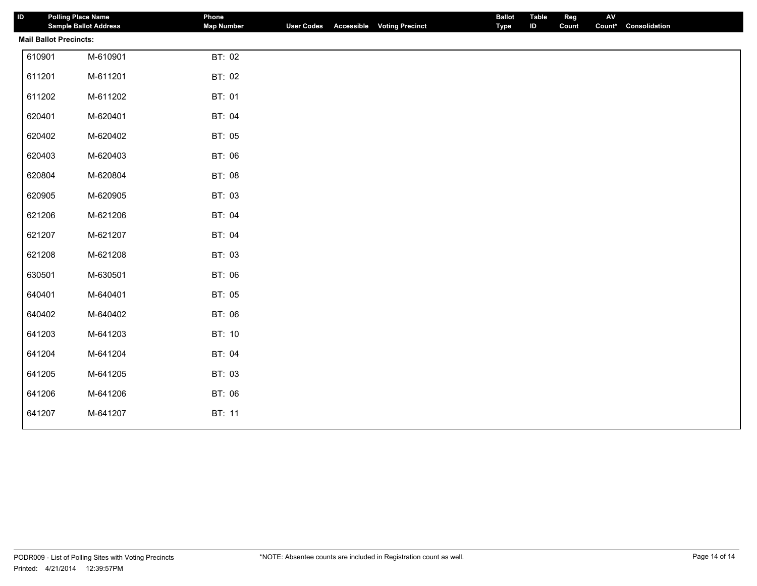| ID | Polling Place Name / Sample Ballot Address | Phone / Map Number | User Codes | Accessible | Voting Precinct | Ballot Type | Table ID | Reg Count | AV Count* | Consolidation |
|---|---|---|---|---|---|---|---|---|---|---|

**Mail Ballot Precincts:**

| | | |
|---|---|---|
| 610901 | M-610901 | BT: 02 |
| 611201 | M-611201 | BT: 02 |
| 611202 | M-611202 | BT: 01 |
| 620401 | M-620401 | BT: 04 |
| 620402 | M-620402 | BT: 05 |
| 620403 | M-620403 | BT: 06 |
| 620804 | M-620804 | BT: 08 |
| 620905 | M-620905 | BT: 03 |
| 621206 | M-621206 | BT: 04 |
| 621207 | M-621207 | BT: 04 |
| 621208 | M-621208 | BT: 03 |
| 630501 | M-630501 | BT: 06 |
| 640401 | M-640401 | BT: 05 |
| 640402 | M-640402 | BT: 06 |
| 641203 | M-641203 | BT: 10 |
| 641204 | M-641204 | BT: 04 |
| 641205 | M-641205 | BT: 03 |
| 641206 | M-641206 | BT: 06 |
| 641207 | M-641207 | BT: 11 |

PODR009 - List of Polling Sites with Voting Precincts

Printed: 4/21/2014 12:39:57PM

*NOTE: Absentee counts are included in Registration count as well.